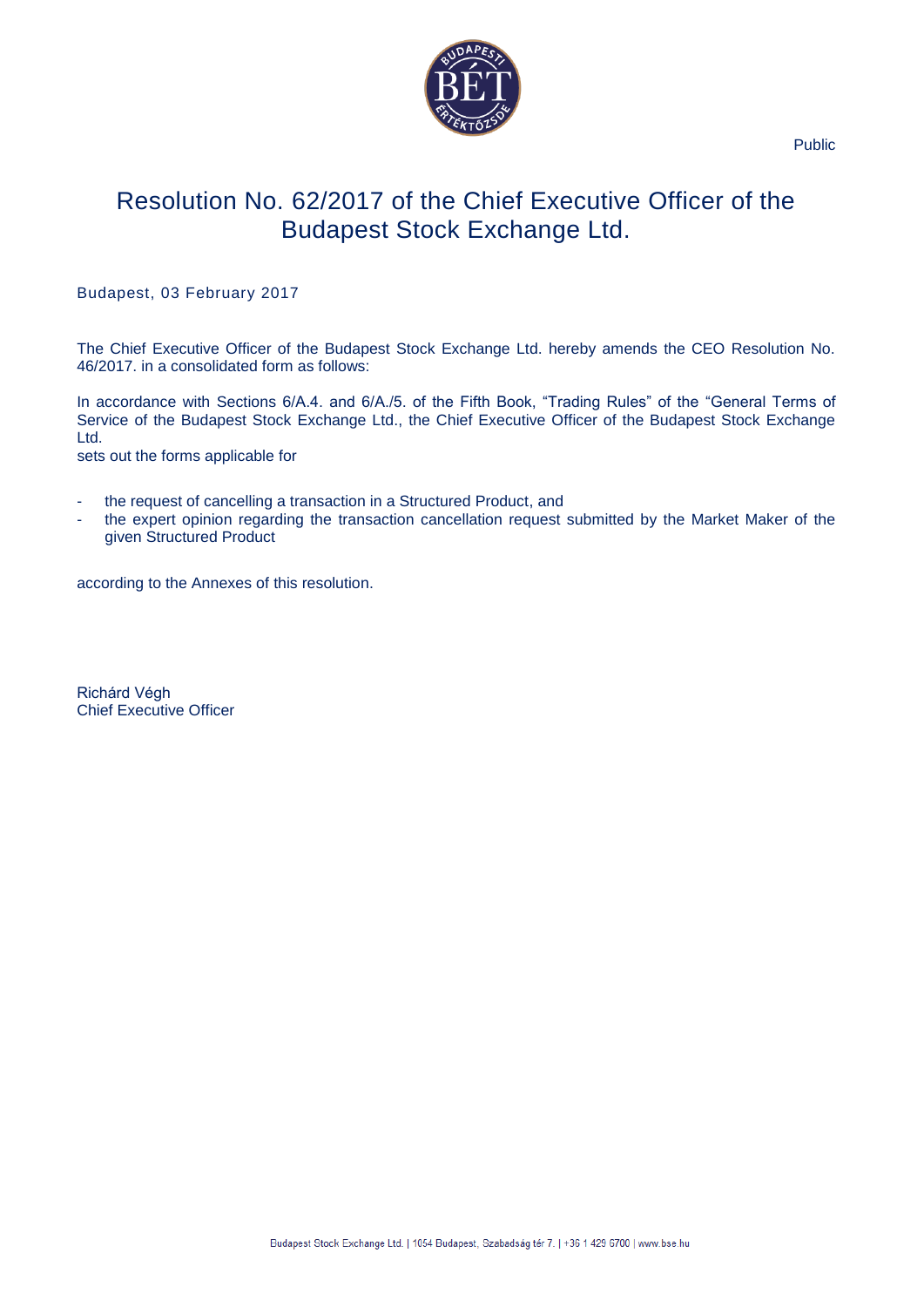Public

# Resolution No. 62/2017 of the Chief Executive Officer of the Budapest Stock Exchange Ltd.

Budapest, 03 February 2017

The Chief Executive Officer of the Budapest Stock Exchange Ltd. hereby amends the CEO Resolution No. 46/2017. in a consolidated form as follows:

In accordance with Sections 6/A.4. and 6/A./5. of the Fifth Book, "Trading Rules" of the "General Terms of Service of the Budapest Stock Exchange Ltd., the Chief Executive Officer of the Budapest Stock Exchange Ltd.
sets out the forms applicable for

- the request of cancelling a transaction in a Structured Product, and
- the expert opinion regarding the transaction cancellation request submitted by the Market Maker of the given Structured Product

according to the Annexes of this resolution.

Richárd Végh
Chief Executive Officer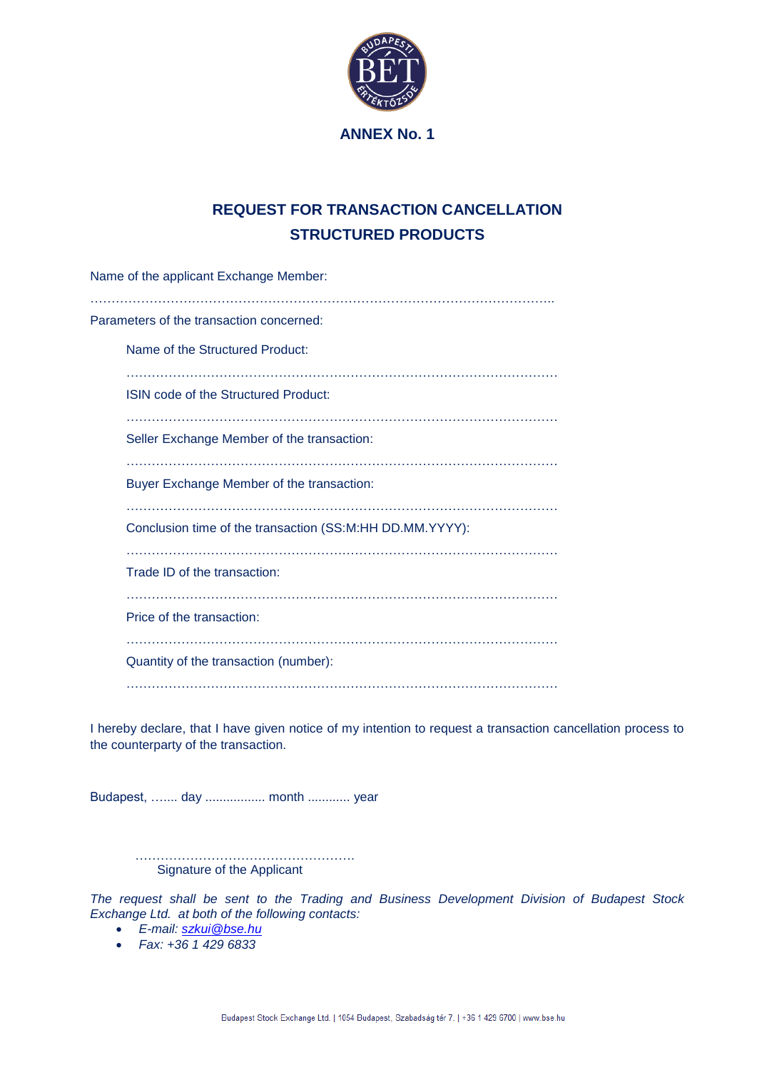**ANNEX No. 1**

## REQUEST FOR TRANSACTION CANCELLATION STRUCTURED PRODUCTS

Name of the applicant Exchange Member:

…………………………………………………………………………………………………..

Parameters of the transaction concerned:

Name of the Structured Product:

…………………………………………………………………………………………

ISIN code of the Structured Product:

…………………………………………………………………………………………

Seller Exchange Member of the transaction:

…………………………………………………………………………………………

Buyer Exchange Member of the transaction:

…………………………………………………………………………………………

Conclusion time of the transaction (SS:M:HH DD.MM.YYYY):

…………………………………………………………………………………………

Trade ID of the transaction:

…………………………………………………………………………………………

Price of the transaction:

…………………………………………………………………………………………

Quantity of the transaction (number):

…………………………………………………………………………………………

I hereby declare, that I have given notice of my intention to request a transaction cancellation process to the counterparty of the transaction.

Budapest, ……. day ................. month ............ year

……………………………………………
Signature of the Applicant

*The request shall be sent to the Trading and Business Development Division of Budapest Stock Exchange Ltd. at both of the following contacts:*

- *E-mail: szkui@bse.hu*
- *Fax: +36 1 429 6833*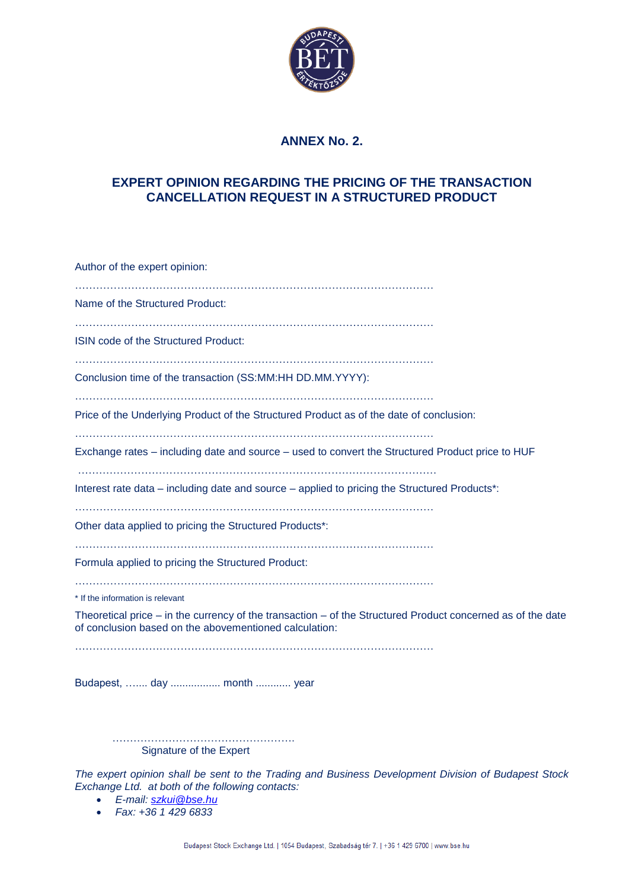## ANNEX No. 2.

## EXPERT OPINION REGARDING THE PRICING OF THE TRANSACTION CANCELLATION REQUEST IN A STRUCTURED PRODUCT

Author of the expert opinion:

…………………………………………………………………………………………

Name of the Structured Product:

…………………………………………………………………………………………

ISIN code of the Structured Product:

…………………………………………………………………………………………

Conclusion time of the transaction (SS:MM:HH DD.MM.YYYY):

…………………………………………………………………………………………

Price of the Underlying Product of the Structured Product as of the date of conclusion:

…………………………………………………………………………………………

Exchange rates – including date and source – used to convert the Structured Product price to HUF

…………………………………………………………………………………………

Interest rate data – including date and source – applied to pricing the Structured Products*:

…………………………………………………………………………………………

Other data applied to pricing the Structured Products*:

…………………………………………………………………………………………

Formula applied to pricing the Structured Product:

…………………………………………………………………………………………

* If the information is relevant

Theoretical price – in the currency of the transaction – of the Structured Product concerned as of the date of conclusion based on the abovementioned calculation:

…………………………………………………………………………………………

Budapest, ….... day ................. month ............ year

……………………………………………

Signature of the Expert

*The expert opinion shall be sent to the Trading and Business Development Division of Budapest Stock Exchange Ltd. at both of the following contacts:*

- *E-mail: szkui@bse.hu*
- *Fax: +36 1 429 6833*